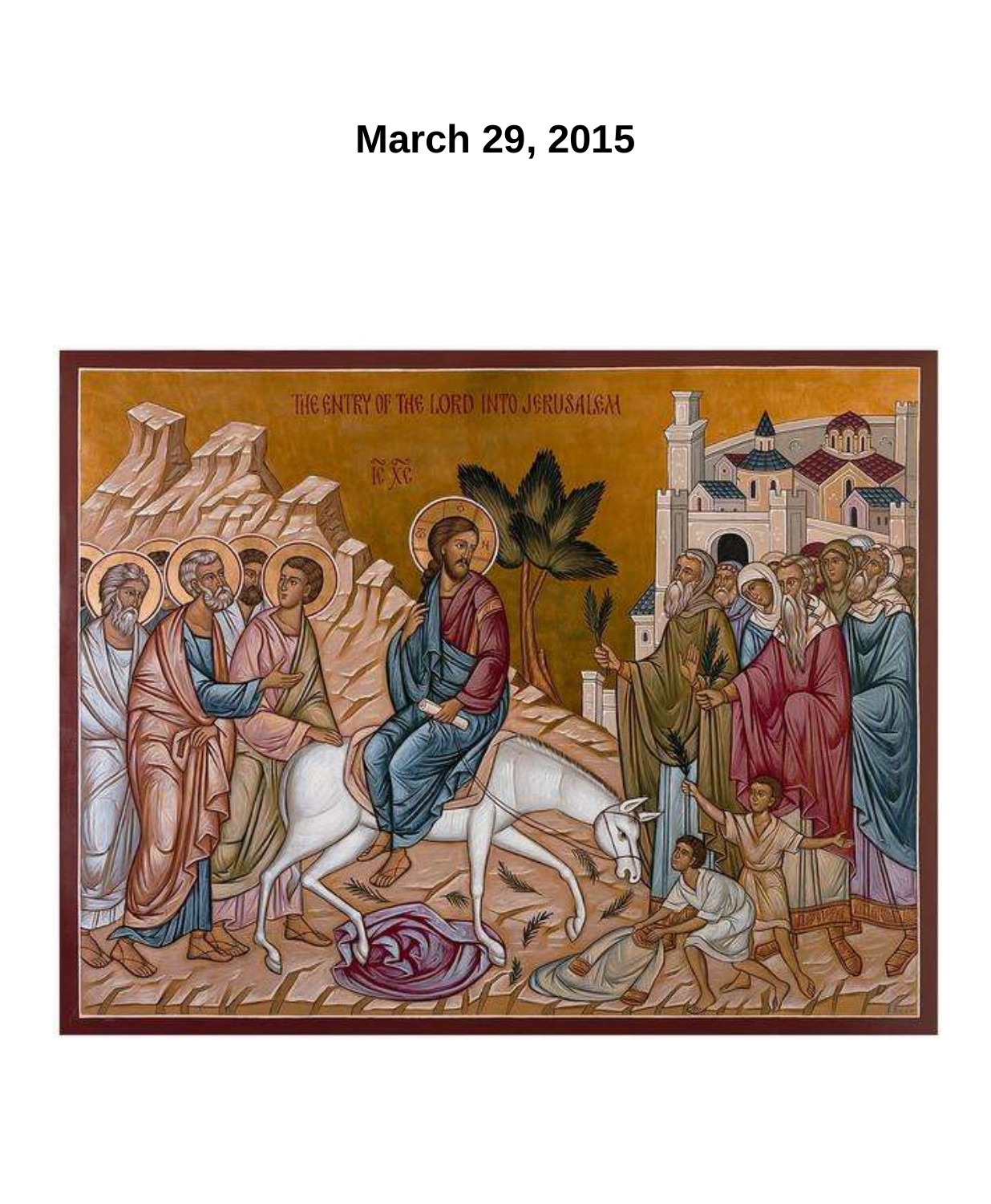# March 29, 2015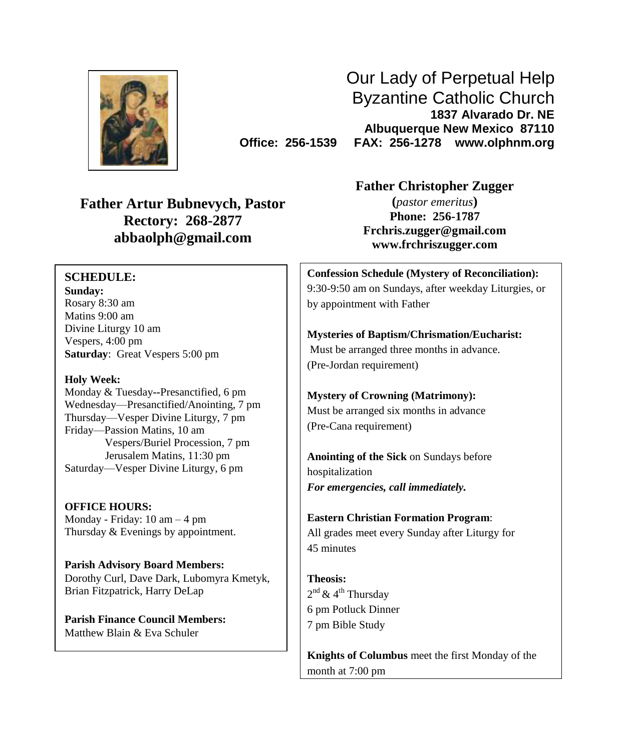# Our Lady of Perpetual Help Byzantine Catholic Church

**1837 Alvarado Dr. NE**
**Albuquerque New Mexico 87110**
**Office: 256-1539 FAX: 256-1278 www.olphnm.org**

**Father Artur Bubnevych, Pastor**
**Rectory: 268-2877**
**abbaolph@gmail.com**

**Father Christopher Zugger**
**(*pastor emeritus*)**
**Phone: 256-1787**
**Frchris.zugger@gmail.com**
**www.frchriszugger.com**

**SCHEDULE:**

**Sunday:**
Rosary 8:30 am
Matins 9:00 am
Divine Liturgy 10 am
Vespers, 4:00 pm
**Saturday**: Great Vespers 5:00 pm

**Holy Week:**
Monday & Tuesday--Presanctified, 6 pm
Wednesday—Presanctified/Anointing, 7 pm
Thursday—Vesper Divine Liturgy, 7 pm
Friday—Passion Matins, 10 am
Vespers/Buriel Procession, 7 pm
Jerusalem Matins, 11:30 pm
Saturday—Vesper Divine Liturgy, 6 pm

**OFFICE HOURS:**
Monday - Friday: 10 am – 4 pm
Thursday & Evenings by appointment.

**Parish Advisory Board Members:**
Dorothy Curl, Dave Dark, Lubomyra Kmetyk, Brian Fitzpatrick, Harry DeLap

**Parish Finance Council Members:**
Matthew Blain & Eva Schuler

**Confession Schedule (Mystery of Reconciliation):**
9:30-9:50 am on Sundays, after weekday Liturgies, or by appointment with Father

**Mysteries of Baptism/Chrismation/Eucharist:**
Must be arranged three months in advance.
(Pre-Jordan requirement)

**Mystery of Crowning (Matrimony):**
Must be arranged six months in advance
(Pre-Cana requirement)

**Anointing of the Sick** on Sundays before hospitalization
***For emergencies, call immediately.***

**Eastern Christian Formation Program**:
All grades meet every Sunday after Liturgy for 45 minutes

**Theosis:**
2nd & 4th Thursday
6 pm Potluck Dinner
7 pm Bible Study

**Knights of Columbus** meet the first Monday of the month at 7:00 pm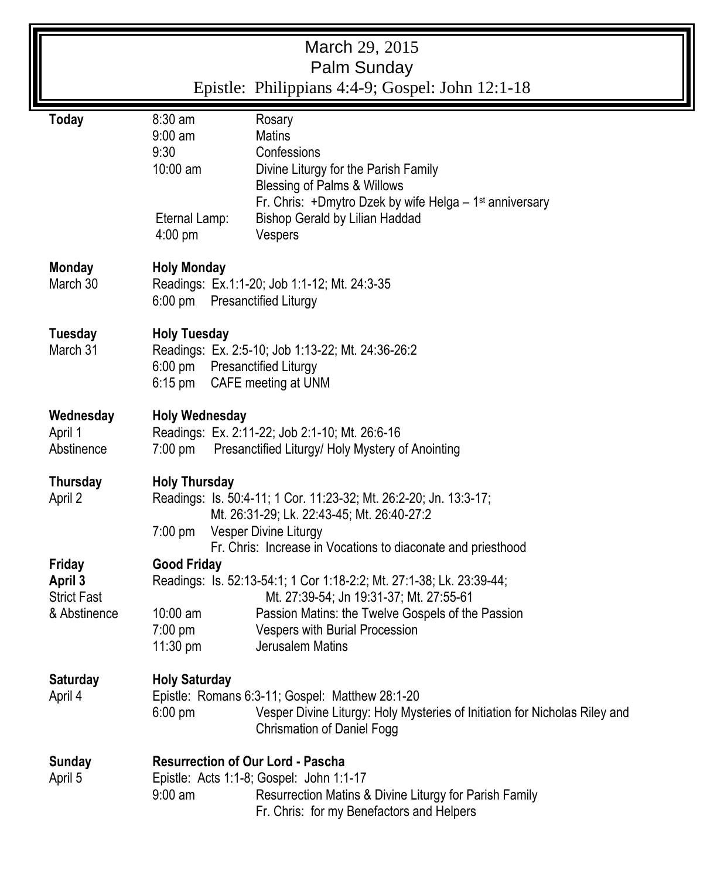# March 29, 2015
# Palm Sunday
## Epistle: Philippians 4:4-9; Gospel: John 12:1-18

| | | |
|---|---|---|
| **Today** | 8:30 am | Rosary |
| | 9:00 am | Matins |
| | 9:30 | Confessions |
| | 10:00 am | Divine Liturgy for the Parish Family<br>Blessing of Palms & Willows<br>Fr. Chris: +Dmytro Dzek by wife Helga – 1st anniversary |
| | Eternal Lamp: | Bishop Gerald by Lilian Haddad |
| | 4:00 pm | Vespers |
| **Monday**<br>March 30 | **Holy Monday**<br>Readings: Ex.1:1-20; Job 1:1-12; Mt. 24:3-35 | |
| | 6:00 pm | Presanctified Liturgy |
| **Tuesday**<br>March 31 | **Holy Tuesday**<br>Readings: Ex. 2:5-10; Job 1:13-22; Mt. 24:36-26:2 | |
| | 6:00 pm | Presanctified Liturgy |
| | 6:15 pm | CAFE meeting at UNM |
| **Wednesday**<br>April 1<br>Abstinence | **Holy Wednesday**<br>Readings: Ex. 2:11-22; Job 2:1-10; Mt. 26:6-16 | |
| | 7:00 pm | Presanctified Liturgy/ Holy Mystery of Anointing |
| **Thursday**<br>April 2 | **Holy Thursday**<br>Readings: Is. 50:4-11; 1 Cor. 11:23-32; Mt. 26:2-20; Jn. 13:3-17; Mt. 26:31-29; Lk. 22:43-45; Mt. 26:40-27:2 | |
| | 7:00 pm | Vesper Divine Liturgy<br>Fr. Chris: Increase in Vocations to diaconate and priesthood |
| **Friday**<br>**April 3**<br>Strict Fast<br>& Abstinence | **Good Friday**<br>Readings: Is. 52:13-54:1; 1 Cor 1:18-2:2; Mt. 27:1-38; Lk. 23:39-44; Mt. 27:39-54; Jn 19:31-37; Mt. 27:55-61 | |
| | 10:00 am | Passion Matins: the Twelve Gospels of the Passion |
| | 7:00 pm | Vespers with Burial Procession |
| | 11:30 pm | Jerusalem Matins |
| **Saturday**<br>April 4 | **Holy Saturday**<br>Epistle: Romans 6:3-11; Gospel: Matthew 28:1-20 | |
| | 6:00 pm | Vesper Divine Liturgy: Holy Mysteries of Initiation for Nicholas Riley and Chrismation of Daniel Fogg |
| **Sunday**<br>April 5 | **Resurrection of Our Lord - Pascha**<br>Epistle: Acts 1:1-8; Gospel: John 1:1-17 | |
| | 9:00 am | Resurrection Matins & Divine Liturgy for Parish Family<br>Fr. Chris: for my Benefactors and Helpers |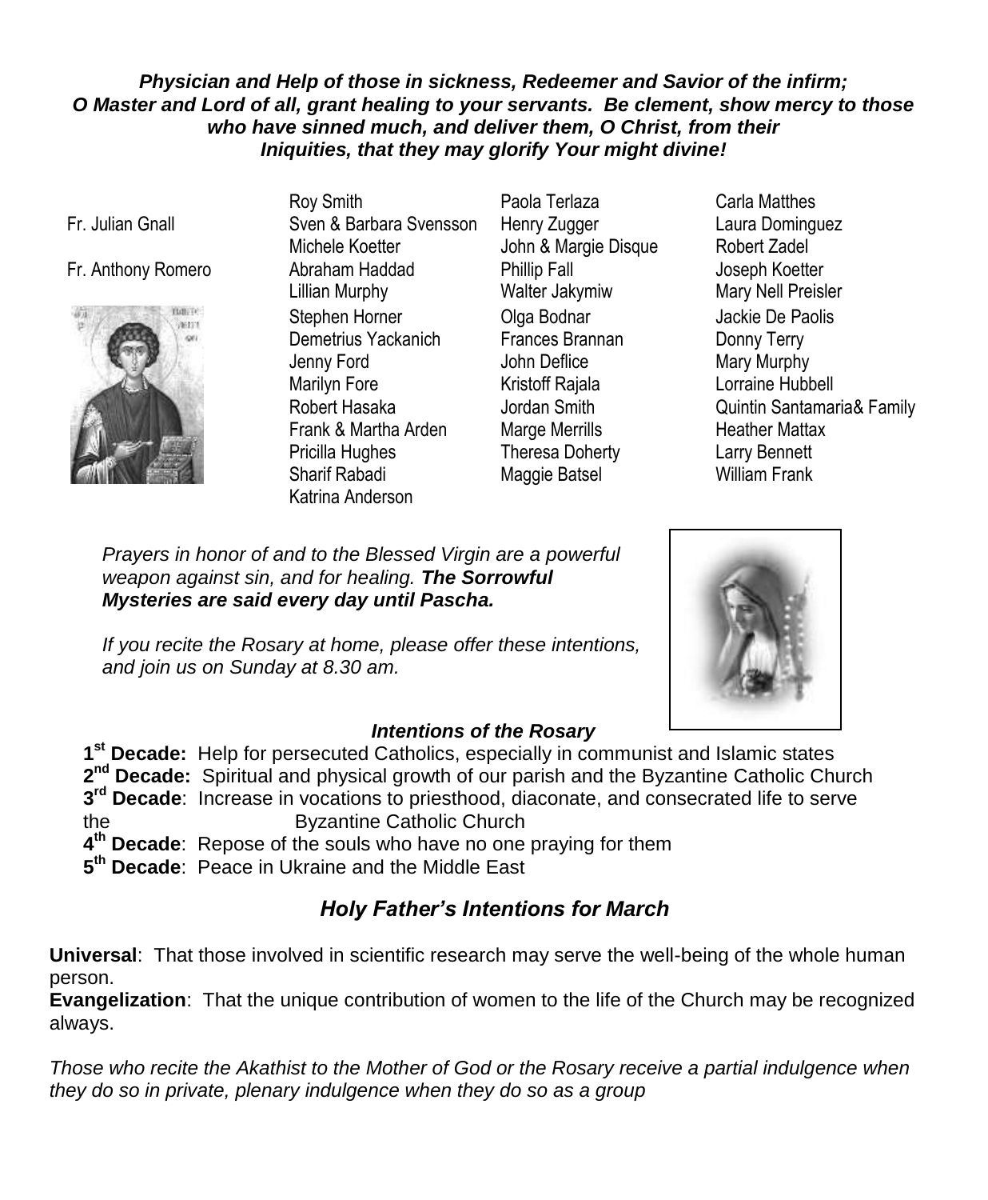***Physician and Help of those in sickness, Redeemer and Savior of the infirm; O Master and Lord of all, grant healing to your servants. Be clement, show mercy to those who have sinned much, and deliver them, O Christ, from their Iniquities, that they may glorify Your might divine!***

Fr. Julian Gnall
Fr. Anthony Romero

Roy Smith
Sven & Barbara Svensson
Michele Koetter
Abraham Haddad
Lillian Murphy
Stephen Horner
Demetrius Yackanich
Jenny Ford
Marilyn Fore
Robert Hasaka
Frank & Martha Arden
Pricilla Hughes
Sharif Rabadi
Katrina Anderson

Paola Terlaza
Henry Zugger
John & Margie Disque
Phillip Fall
Walter Jakymiw
Olga Bodnar
Frances Brannan
John Deflice
Kristoff Rajala
Jordan Smith
Marge Merrills
Theresa Doherty
Maggie Batsel

Carla Matthes
Laura Dominguez
Robert Zadel
Joseph Koetter
Mary Nell Preisler
Jackie De Paolis
Donny Terry
Mary Murphy
Lorraine Hubbell
Quintin Santamaria& Family
Heather Mattax
Larry Bennett
William Frank

*Prayers in honor of and to the Blessed Virgin are a powerful weapon against sin, and for healing.* ***The Sorrowful Mysteries are said every day until Pascha.***

*If you recite the Rosary at home, please offer these intentions, and join us on Sunday at 8.30 am.*

***Intentions of the Rosary***

**1st Decade:** Help for persecuted Catholics, especially in communist and Islamic states
**2nd Decade:** Spiritual and physical growth of our parish and the Byzantine Catholic Church
**3rd Decade**: Increase in vocations to priesthood, diaconate, and consecrated life to serve the Byzantine Catholic Church
**4th Decade**: Repose of the souls who have no one praying for them
**5th Decade**: Peace in Ukraine and the Middle East

## *Holy Father's Intentions for March*

**Universal**: That those involved in scientific research may serve the well-being of the whole human person.
**Evangelization**: That the unique contribution of women to the life of the Church may be recognized always.

*Those who recite the Akathist to the Mother of God or the Rosary receive a partial indulgence when they do so in private, plenary indulgence when they do so as a group*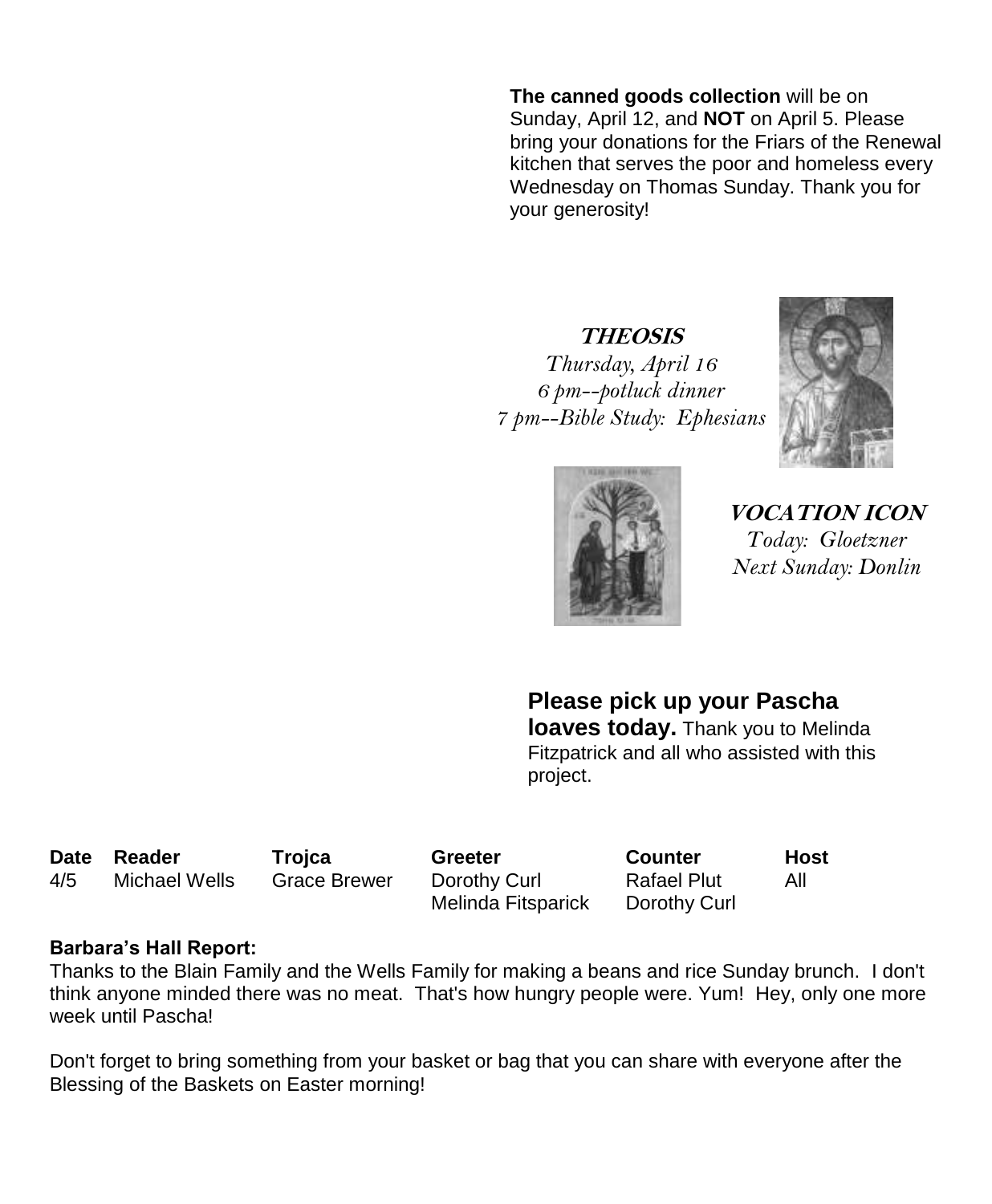**The canned goods collection** will be on Sunday, April 12, and **NOT** on April 5. Please bring your donations for the Friars of the Renewal kitchen that serves the poor and homeless every Wednesday on Thomas Sunday. Thank you for your generosity!

***THEOSIS***

*Thursday, April 16*
*6 pm--potluck dinner*
*7 pm--Bible Study: Ephesians*

***VOCATION ICON***

*Today: Gloetzner*
*Next Sunday: Donlin*

**Please pick up your Pascha loaves today.** Thank you to Melinda Fitzpatrick and all who assisted with this project.

| Date | Reader | Trojca | Greeter | Counter | Host |
|---|---|---|---|---|---|
| 4/5 | Michael Wells | Grace Brewer | Dorothy Curl | Rafael Plut | All |
| | | | Melinda Fitsparick | Dorothy Curl | |

**Barbara's Hall Report:**

Thanks to the Blain Family and the Wells Family for making a beans and rice Sunday brunch. I don't think anyone minded there was no meat. That's how hungry people were. Yum! Hey, only one more week until Pascha!

Don't forget to bring something from your basket or bag that you can share with everyone after the Blessing of the Baskets on Easter morning!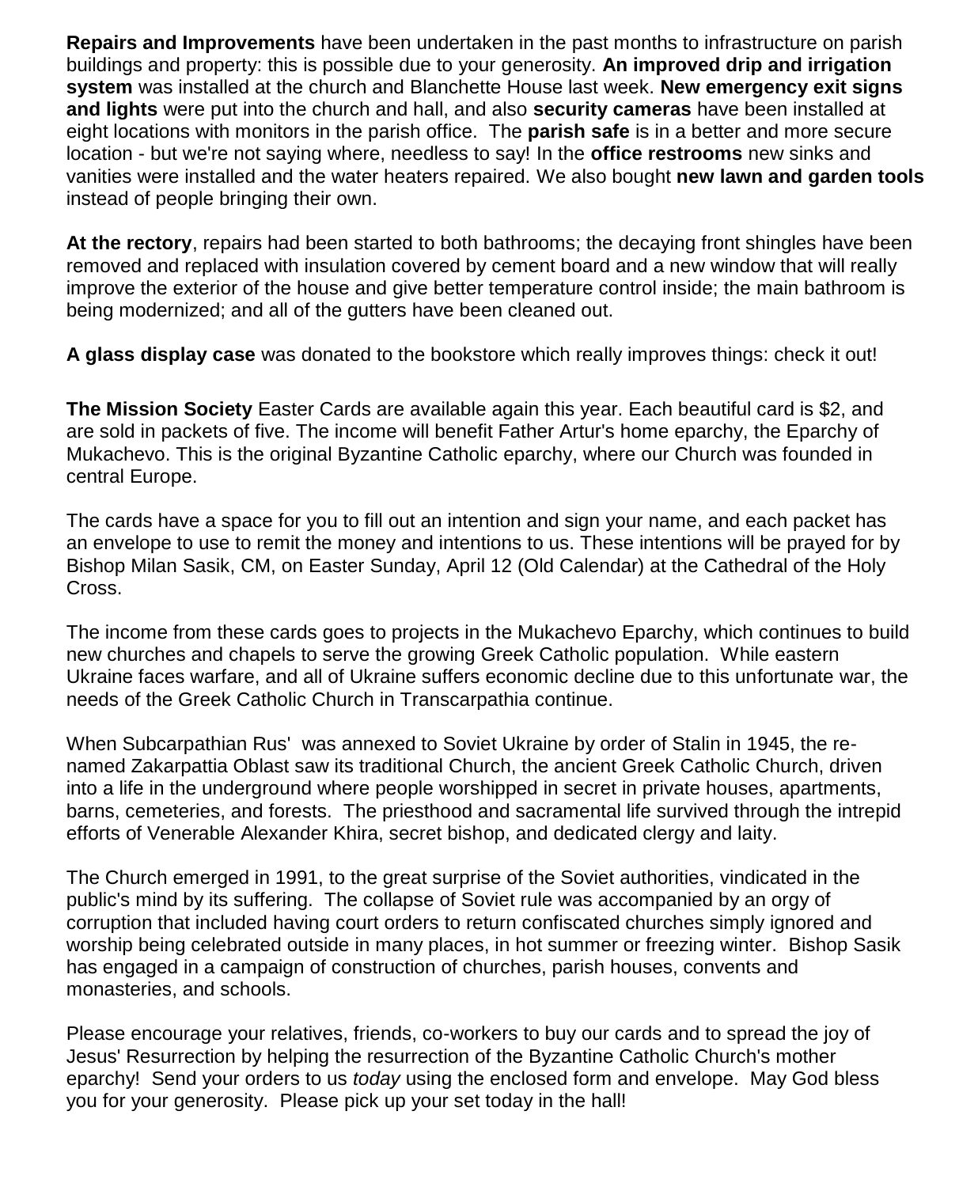**Repairs and Improvements** have been undertaken in the past months to infrastructure on parish buildings and property: this is possible due to your generosity. **An improved drip and irrigation system** was installed at the church and Blanchette House last week. **New emergency exit signs and lights** were put into the church and hall, and also **security cameras** have been installed at eight locations with monitors in the parish office. The **parish safe** is in a better and more secure location - but we're not saying where, needless to say! In the **office restrooms** new sinks and vanities were installed and the water heaters repaired. We also bought **new lawn and garden tools** instead of people bringing their own.

**At the rectory**, repairs had been started to both bathrooms; the decaying front shingles have been removed and replaced with insulation covered by cement board and a new window that will really improve the exterior of the house and give better temperature control inside; the main bathroom is being modernized; and all of the gutters have been cleaned out.

**A glass display case** was donated to the bookstore which really improves things: check it out!

**The Mission Society** Easter Cards are available again this year. Each beautiful card is $2, and are sold in packets of five. The income will benefit Father Artur's home eparchy, the Eparchy of Mukachevo. This is the original Byzantine Catholic eparchy, where our Church was founded in central Europe.

The cards have a space for you to fill out an intention and sign your name, and each packet has an envelope to use to remit the money and intentions to us. These intentions will be prayed for by Bishop Milan Sasik, CM, on Easter Sunday, April 12 (Old Calendar) at the Cathedral of the Holy Cross.

The income from these cards goes to projects in the Mukachevo Eparchy, which continues to build new churches and chapels to serve the growing Greek Catholic population. While eastern Ukraine faces warfare, and all of Ukraine suffers economic decline due to this unfortunate war, the needs of the Greek Catholic Church in Transcarpathia continue.

When Subcarpathian Rus' was annexed to Soviet Ukraine by order of Stalin in 1945, the re-named Zakarpattia Oblast saw its traditional Church, the ancient Greek Catholic Church, driven into a life in the underground where people worshipped in secret in private houses, apartments, barns, cemeteries, and forests. The priesthood and sacramental life survived through the intrepid efforts of Venerable Alexander Khira, secret bishop, and dedicated clergy and laity.

The Church emerged in 1991, to the great surprise of the Soviet authorities, vindicated in the public's mind by its suffering. The collapse of Soviet rule was accompanied by an orgy of corruption that included having court orders to return confiscated churches simply ignored and worship being celebrated outside in many places, in hot summer or freezing winter. Bishop Sasik has engaged in a campaign of construction of churches, parish houses, convents and monasteries, and schools.

Please encourage your relatives, friends, co-workers to buy our cards and to spread the joy of Jesus' Resurrection by helping the resurrection of the Byzantine Catholic Church's mother eparchy! Send your orders to us *today* using the enclosed form and envelope. May God bless you for your generosity. Please pick up your set today in the hall!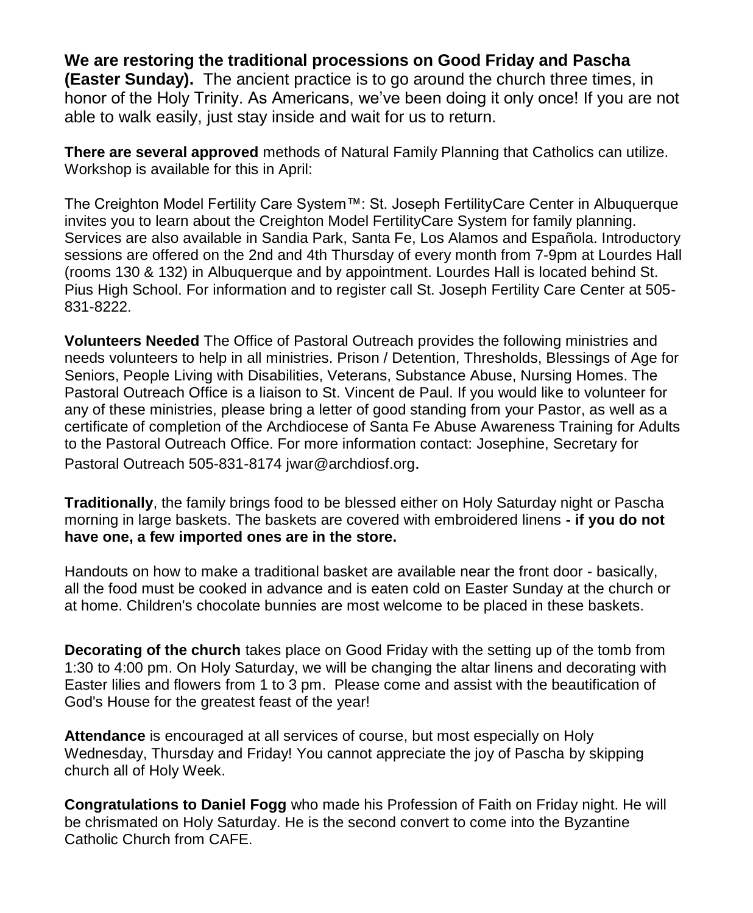**We are restoring the traditional processions on Good Friday and Pascha (Easter Sunday).** The ancient practice is to go around the church three times, in honor of the Holy Trinity. As Americans, we've been doing it only once! If you are not able to walk easily, just stay inside and wait for us to return.

**There are several approved** methods of Natural Family Planning that Catholics can utilize. Workshop is available for this in April:

The Creighton Model Fertility Care System™: St. Joseph FertilityCare Center in Albuquerque invites you to learn about the Creighton Model FertilityCare System for family planning. Services are also available in Sandia Park, Santa Fe, Los Alamos and Española. Introductory sessions are offered on the 2nd and 4th Thursday of every month from 7-9pm at Lourdes Hall (rooms 130 & 132) in Albuquerque and by appointment. Lourdes Hall is located behind St. Pius High School. For information and to register call St. Joseph Fertility Care Center at 505-831-8222.

**Volunteers Needed** The Office of Pastoral Outreach provides the following ministries and needs volunteers to help in all ministries. Prison / Detention, Thresholds, Blessings of Age for Seniors, People Living with Disabilities, Veterans, Substance Abuse, Nursing Homes. The Pastoral Outreach Office is a liaison to St. Vincent de Paul. If you would like to volunteer for any of these ministries, please bring a letter of good standing from your Pastor, as well as a certificate of completion of the Archdiocese of Santa Fe Abuse Awareness Training for Adults to the Pastoral Outreach Office. For more information contact: Josephine, Secretary for Pastoral Outreach 505-831-8174 jwar@archdiosf.org.

**Traditionally**, the family brings food to be blessed either on Holy Saturday night or Pascha morning in large baskets. The baskets are covered with embroidered linens **- if you do not have one, a few imported ones are in the store.**

Handouts on how to make a traditional basket are available near the front door - basically, all the food must be cooked in advance and is eaten cold on Easter Sunday at the church or at home. Children's chocolate bunnies are most welcome to be placed in these baskets.

**Decorating of the church** takes place on Good Friday with the setting up of the tomb from 1:30 to 4:00 pm. On Holy Saturday, we will be changing the altar linens and decorating with Easter lilies and flowers from 1 to 3 pm. Please come and assist with the beautification of God's House for the greatest feast of the year!

**Attendance** is encouraged at all services of course, but most especially on Holy Wednesday, Thursday and Friday! You cannot appreciate the joy of Pascha by skipping church all of Holy Week.

**Congratulations to Daniel Fogg** who made his Profession of Faith on Friday night. He will be chrismated on Holy Saturday. He is the second convert to come into the Byzantine Catholic Church from CAFE.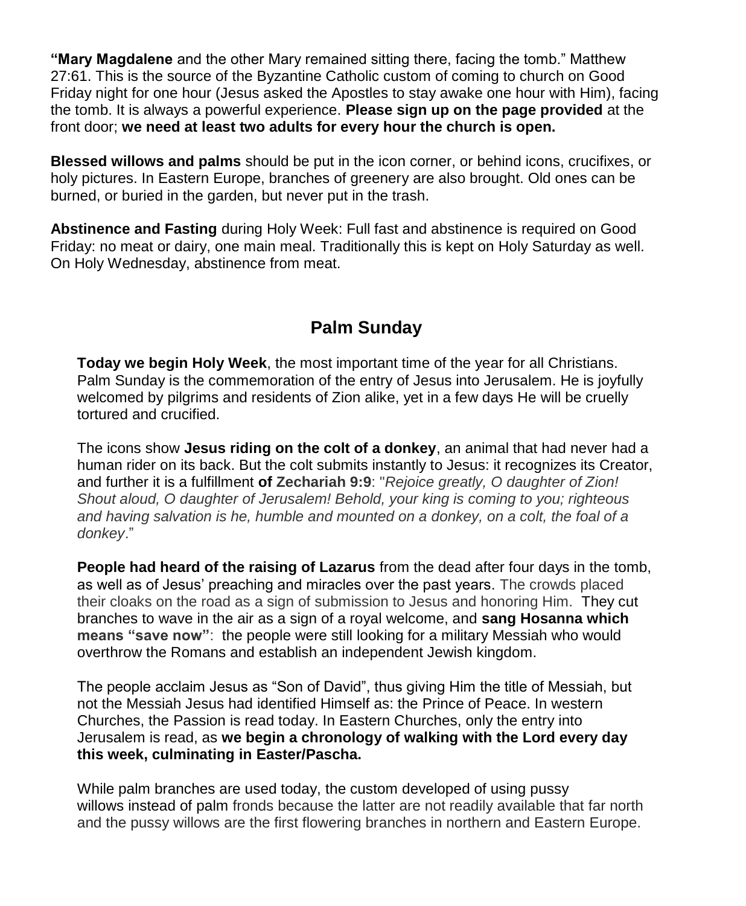**"Mary Magdalene** and the other Mary remained sitting there, facing the tomb." Matthew 27:61. This is the source of the Byzantine Catholic custom of coming to church on Good Friday night for one hour (Jesus asked the Apostles to stay awake one hour with Him), facing the tomb. It is always a powerful experience. **Please sign up on the page provided** at the front door; **we need at least two adults for every hour the church is open.**

**Blessed willows and palms** should be put in the icon corner, or behind icons, crucifixes, or holy pictures. In Eastern Europe, branches of greenery are also brought. Old ones can be burned, or buried in the garden, but never put in the trash.

**Abstinence and Fasting** during Holy Week: Full fast and abstinence is required on Good Friday: no meat or dairy, one main meal. Traditionally this is kept on Holy Saturday as well. On Holy Wednesday, abstinence from meat.

## Palm Sunday

**Today we begin Holy Week**, the most important time of the year for all Christians. Palm Sunday is the commemoration of the entry of Jesus into Jerusalem. He is joyfully welcomed by pilgrims and residents of Zion alike, yet in a few days He will be cruelly tortured and crucified.

The icons show **Jesus riding on the colt of a donkey**, an animal that had never had a human rider on its back. But the colt submits instantly to Jesus: it recognizes its Creator, and further it is a fulfillment **of Zechariah 9:9**: "*Rejoice greatly, O daughter of Zion! Shout aloud, O daughter of Jerusalem! Behold, your king is coming to you; righteous and having salvation is he, humble and mounted on a donkey, on a colt, the foal of a donkey*."

**People had heard of the raising of Lazarus** from the dead after four days in the tomb, as well as of Jesus' preaching and miracles over the past years. The crowds placed their cloaks on the road as a sign of submission to Jesus and honoring Him. They cut branches to wave in the air as a sign of a royal welcome, and **sang Hosanna which means "save now"**: the people were still looking for a military Messiah who would overthrow the Romans and establish an independent Jewish kingdom.

The people acclaim Jesus as "Son of David", thus giving Him the title of Messiah, but not the Messiah Jesus had identified Himself as: the Prince of Peace. In western Churches, the Passion is read today. In Eastern Churches, only the entry into Jerusalem is read, as **we begin a chronology of walking with the Lord every day this week, culminating in Easter/Pascha.**

While palm branches are used today, the custom developed of using pussy willows instead of palm fronds because the latter are not readily available that far north and the pussy willows are the first flowering branches in northern and Eastern Europe.